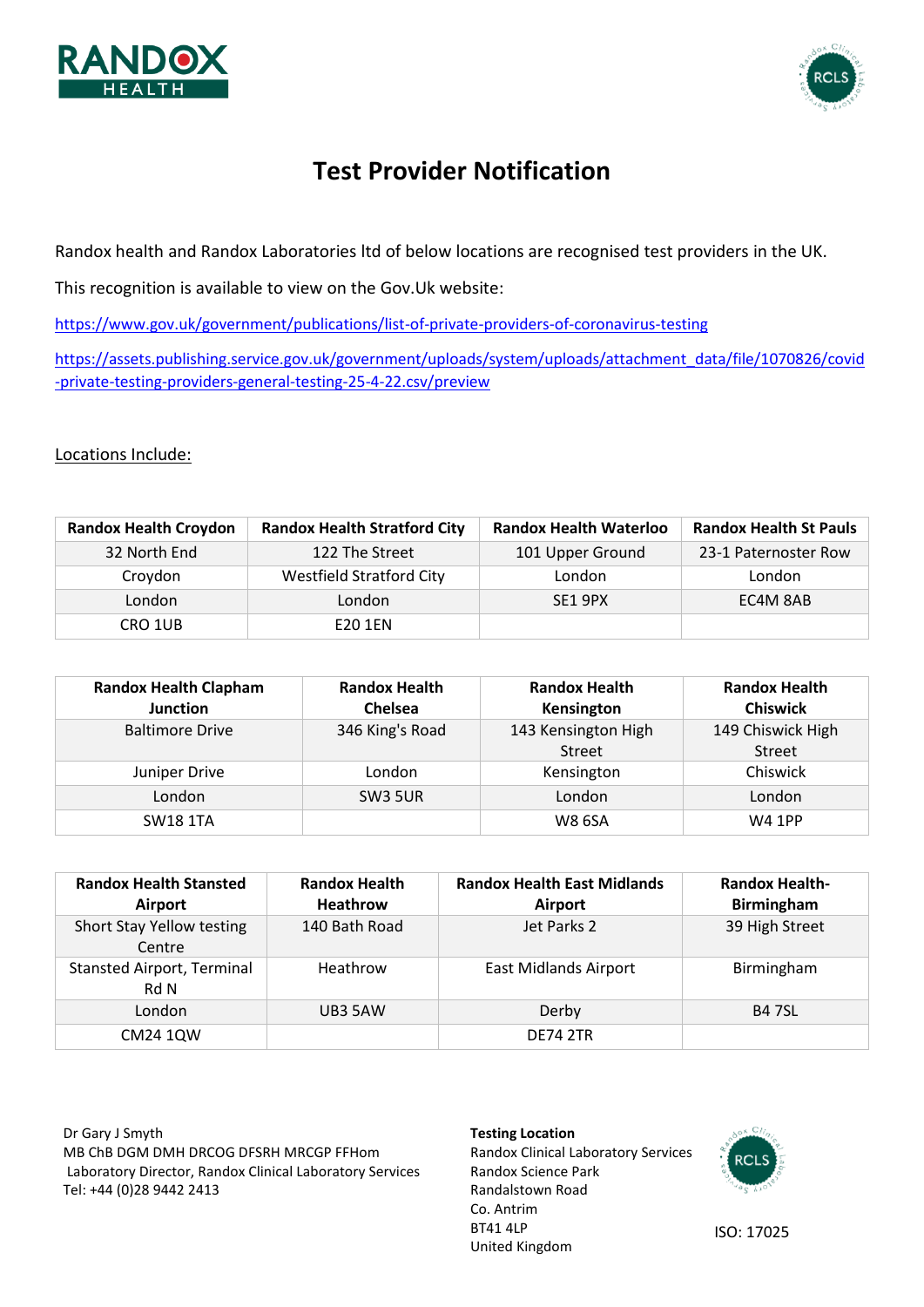# Test Provider Notification

Randox health and Randox Laboratories ltd of below locations are recognised test providers in the UK.

This recognition is available to view on the Gov.Uk website:

https://www.gov.uk/government/publications/list-of-private-providers-of-coronavirus-testing

https://assets.publishing.service.gov.uk/government/uploads/system/uploads/attachment_data/file/1070826/covid-private-testing-providers-general-testing-25-4-22.csv/preview

Locations Include:

| Randox Health Croydon | Randox Health Stratford City | Randox Health Waterloo | Randox Health St Pauls |
|---|---|---|---|
| 32 North End | 122 The Street | 101 Upper Ground | 23-1 Paternoster Row |
| Croydon | Westfield Stratford City | London | London |
| London | London | SE1 9PX | EC4M 8AB |
| CRO 1UB | E20 1EN | | |

| Randox Health Clapham Junction | Randox Health Chelsea | Randox Health Kensington | Randox Health Chiswick |
|---|---|---|---|
| Baltimore Drive | 346 King's Road | 143 Kensington High Street | 149 Chiswick High Street |
| Juniper Drive | London | Kensington | Chiswick |
| London | SW3 5UR | London | London |
| SW18 1TA | | W8 6SA | W4 1PP |

| Randox Health Stansted Airport | Randox Health Heathrow | Randox Health East Midlands Airport | Randox Health-Birmingham |
|---|---|---|---|
| Short Stay Yellow testing Centre | 140 Bath Road | Jet Parks 2 | 39 High Street |
| Stansted Airport, Terminal Rd N | Heathrow | East Midlands Airport | Birmingham |
| London | UB3 5AW | Derby | B4 7SL |
| CM24 1QW | | DE74 2TR | |

Dr Gary J Smyth
MB ChB DGM DMH DRCOG DFSRH MRCGP FFHom
Laboratory Director, Randox Clinical Laboratory Services
Tel: +44 (0)28 9442 2413

**Testing Location**
Randox Clinical Laboratory Services
Randox Science Park
Randalstown Road
Co. Antrim
BT41 4LP
United Kingdom

ISO: 17025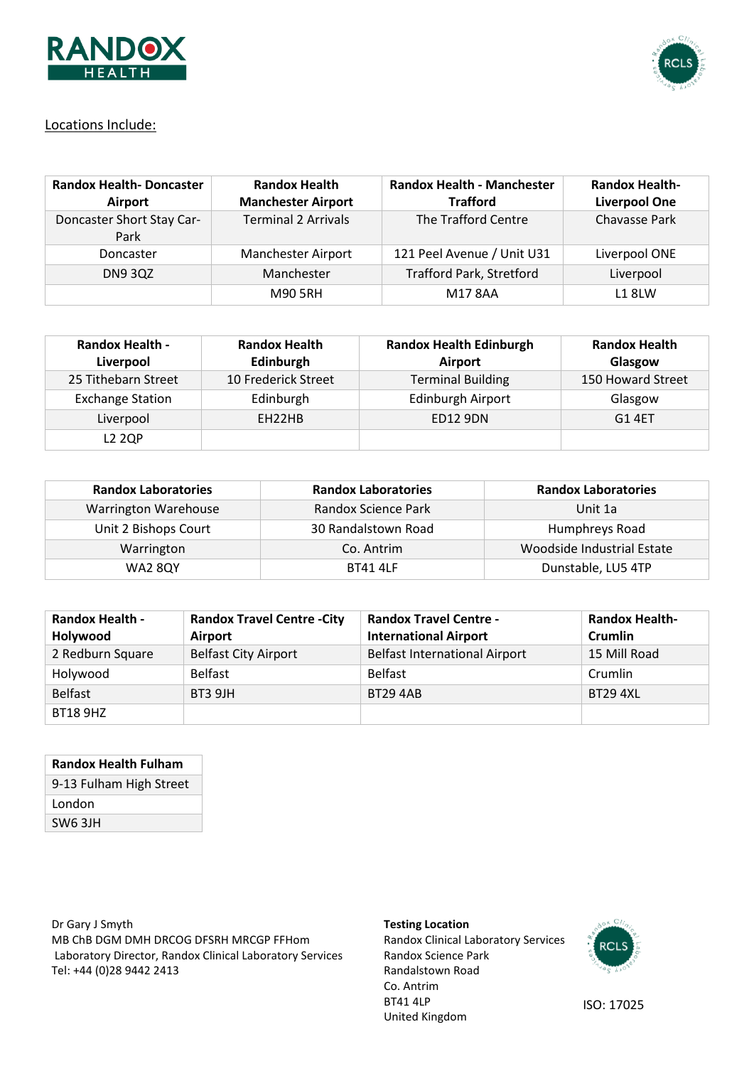Locations Include:

| Randox Health- Doncaster Airport | Randox Health Manchester Airport | Randox Health - Manchester Trafford | Randox Health- Liverpool One |
|---|---|---|---|
| Doncaster Short Stay Car-Park | Terminal 2 Arrivals | The Trafford Centre | Chavasse Park |
| Doncaster | Manchester Airport | 121 Peel Avenue / Unit U31 | Liverpool ONE |
| DN9 3QZ | Manchester | Trafford Park, Stretford | Liverpool |
| | M90 5RH | M17 8AA | L1 8LW |

| Randox Health - Liverpool | Randox Health Edinburgh | Randox Health Edinburgh Airport | Randox Health Glasgow |
|---|---|---|---|
| 25 Tithebarn Street | 10 Frederick Street | Terminal Building | 150 Howard Street |
| Exchange Station | Edinburgh | Edinburgh Airport | Glasgow |
| Liverpool | EH22HB | ED12 9DN | G1 4ET |
| L2 2QP | | | |

| Randox Laboratories | Randox Laboratories | Randox Laboratories |
|---|---|---|
| Warrington Warehouse | Randox Science Park | Unit 1a |
| Unit 2 Bishops Court | 30 Randalstown Road | Humphreys Road |
| Warrington | Co. Antrim | Woodside Industrial Estate |
| WA2 8QY | BT41 4LF | Dunstable, LU5 4TP |

| Randox Health - Holywood | Randox Travel Centre -City Airport | Randox Travel Centre - International Airport | Randox Health- Crumlin |
|---|---|---|---|
| 2 Redburn Square | Belfast City Airport | Belfast International Airport | 15 Mill Road |
| Holywood | Belfast | Belfast | Crumlin |
| Belfast | BT3 9JH | BT29 4AB | BT29 4XL |
| BT18 9HZ | | | |

| Randox Health Fulham |
|---|
| 9-13 Fulham High Street |
| London |
| SW6 3JH |

Dr Gary J Smyth
MB ChB DGM DMH DRCOG DFSRH MRCGP FFHom
Laboratory Director, Randox Clinical Laboratory Services
Tel: +44 (0)28 9442 2413

**Testing Location**
Randox Clinical Laboratory Services
Randox Science Park
Randalstown Road
Co. Antrim
BT41 4LP
United Kingdom

ISO: 17025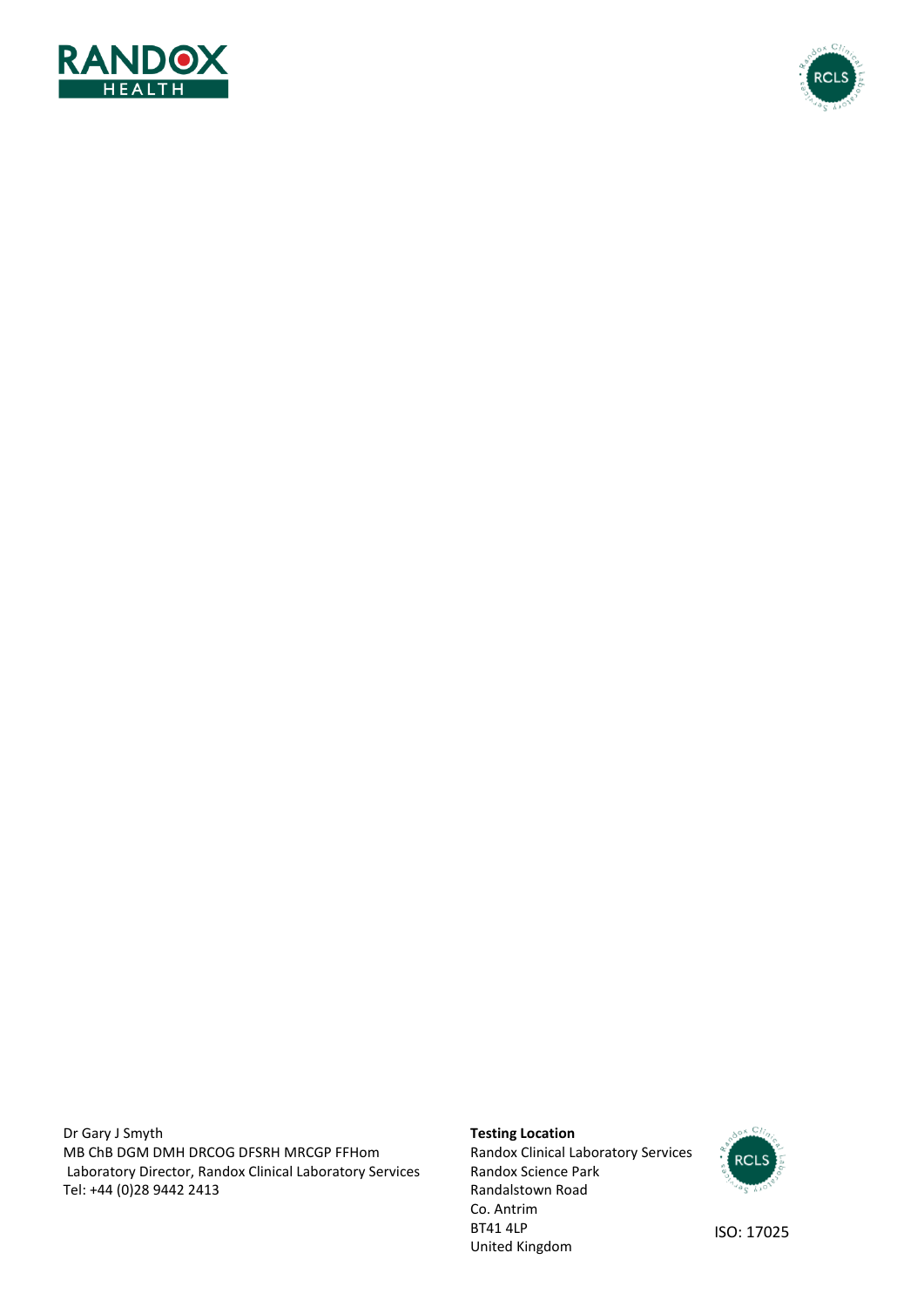Dr Gary J Smyth
MB ChB DGM DMH DRCOG DFSRH MRCGP FFHom
Laboratory Director, Randox Clinical Laboratory Services
Tel: +44 (0)28 9442 2413

**Testing Location**
Randox Clinical Laboratory Services
Randox Science Park
Randalstown Road
Co. Antrim
BT41 4LP
United Kingdom

ISO: 17025